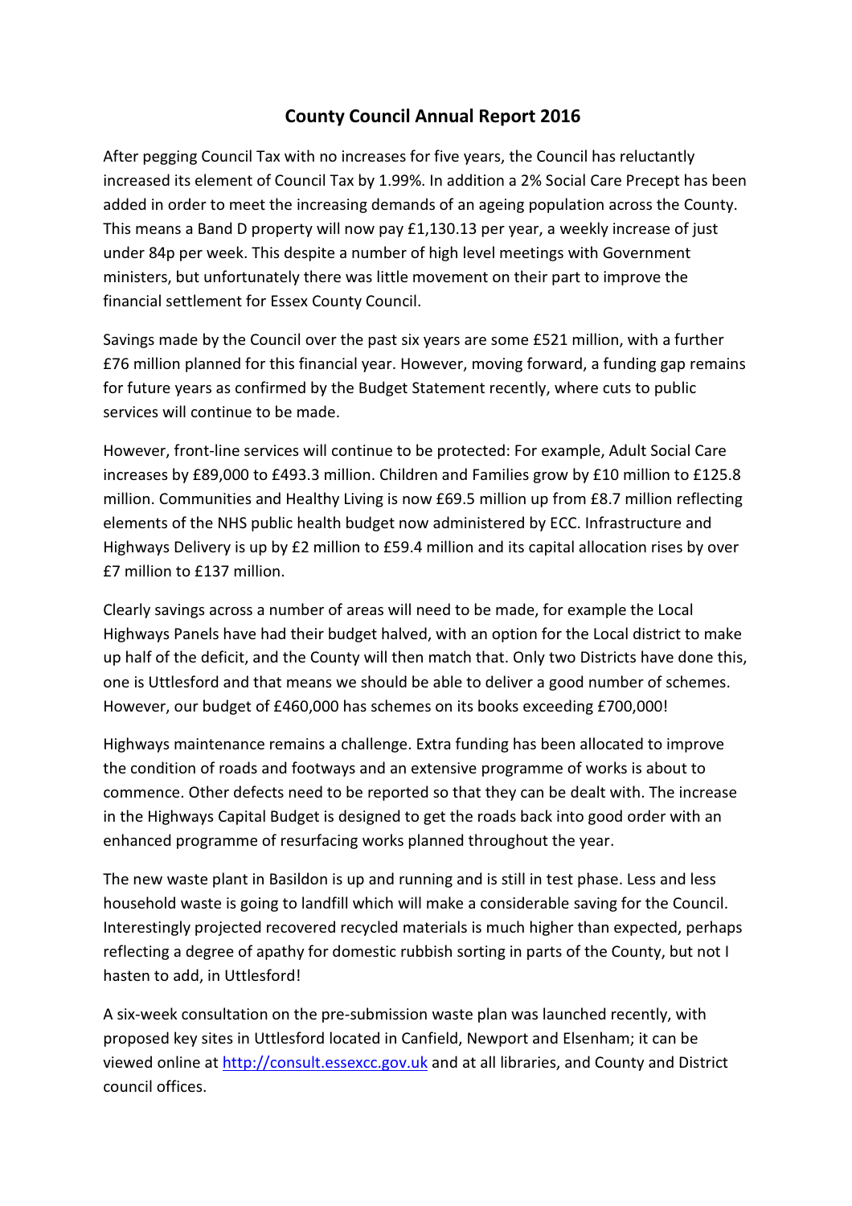# County Council Annual Report 2016

After pegging Council Tax with no increases for five years, the Council has reluctantly increased its element of Council Tax by 1.99%. In addition a 2% Social Care Precept has been added in order to meet the increasing demands of an ageing population across the County. This means a Band D property will now pay £1,130.13 per year, a weekly increase of just under 84p per week. This despite a number of high level meetings with Government ministers, but unfortunately there was little movement on their part to improve the financial settlement for Essex County Council.

Savings made by the Council over the past six years are some £521 million, with a further £76 million planned for this financial year. However, moving forward, a funding gap remains for future years as confirmed by the Budget Statement recently, where cuts to public services will continue to be made.

However, front-line services will continue to be protected: For example, Adult Social Care increases by £89,000 to £493.3 million. Children and Families grow by £10 million to £125.8 million. Communities and Healthy Living is now £69.5 million up from £8.7 million reflecting elements of the NHS public health budget now administered by ECC. Infrastructure and Highways Delivery is up by £2 million to £59.4 million and its capital allocation rises by over £7 million to £137 million.

Clearly savings across a number of areas will need to be made, for example the Local Highways Panels have had their budget halved, with an option for the Local district to make up half of the deficit, and the County will then match that. Only two Districts have done this, one is Uttlesford and that means we should be able to deliver a good number of schemes. However, our budget of £460,000 has schemes on its books exceeding £700,000!

Highways maintenance remains a challenge. Extra funding has been allocated to improve the condition of roads and footways and an extensive programme of works is about to commence. Other defects need to be reported so that they can be dealt with. The increase in the Highways Capital Budget is designed to get the roads back into good order with an enhanced programme of resurfacing works planned throughout the year.

The new waste plant in Basildon is up and running and is still in test phase. Less and less household waste is going to landfill which will make a considerable saving for the Council. Interestingly projected recovered recycled materials is much higher than expected, perhaps reflecting a degree of apathy for domestic rubbish sorting in parts of the County, but not I hasten to add, in Uttlesford!

A six-week consultation on the pre-submission waste plan was launched recently, with proposed key sites in Uttlesford located in Canfield, Newport and Elsenham; it can be viewed online at http://consult.essexcc.gov.uk and at all libraries, and County and District council offices.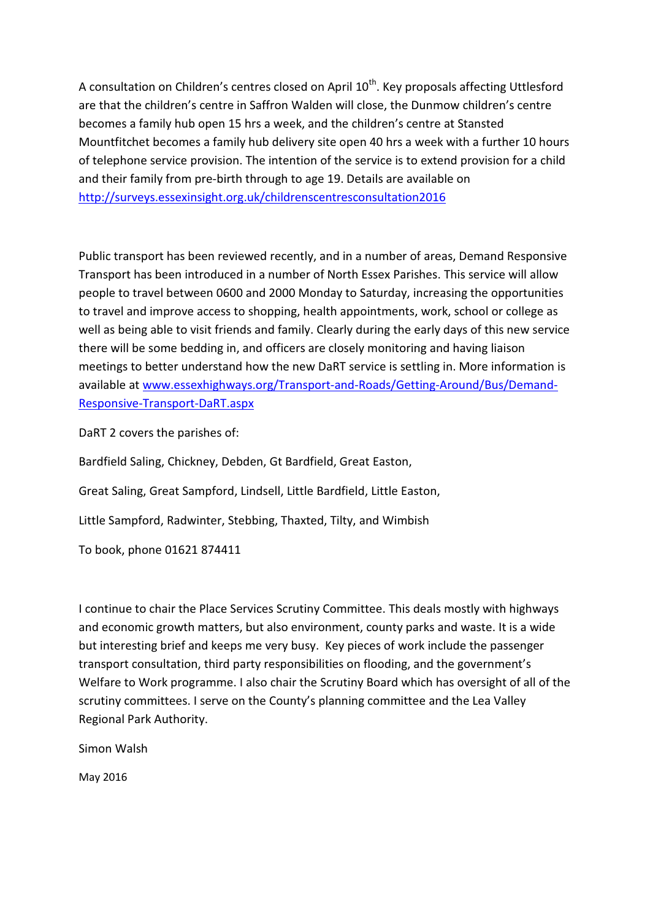A consultation on Children's centres closed on April 10th. Key proposals affecting Uttlesford are that the children's centre in Saffron Walden will close, the Dunmow children's centre becomes a family hub open 15 hrs a week, and the children's centre at Stansted Mountfitchet becomes a family hub delivery site open 40 hrs a week with a further 10 hours of telephone service provision. The intention of the service is to extend provision for a child and their family from pre-birth through to age 19. Details are available on [http://surveys.essexinsight.org.uk/childrenscentresconsultation2016](http://surveys.essexinsight.org.uk/childrenscentresconsultation2016)

Public transport has been reviewed recently, and in a number of areas, Demand Responsive Transport has been introduced in a number of North Essex Parishes. This service will allow people to travel between 0600 and 2000 Monday to Saturday, increasing the opportunities to travel and improve access to shopping, health appointments, work, school or college as well as being able to visit friends and family. Clearly during the early days of this new service there will be some bedding in, and officers are closely monitoring and having liaison meetings to better understand how the new DaRT service is settling in. More information is available at [www.essexhighways.org/Transport-and-Roads/Getting-Around/Bus/Demand-Responsive-Transport-DaRT.aspx](www.essexhighways.org/Transport-and-Roads/Getting-Around/Bus/Demand-Responsive-Transport-DaRT.aspx)

DaRT 2 covers the parishes of:

Bardfield Saling, Chickney, Debden, Gt Bardfield, Great Easton,

Great Saling, Great Sampford, Lindsell, Little Bardfield, Little Easton,

Little Sampford, Radwinter, Stebbing, Thaxted, Tilty, and Wimbish

To book, phone 01621 874411

I continue to chair the Place Services Scrutiny Committee. This deals mostly with highways and economic growth matters, but also environment, county parks and waste. It is a wide but interesting brief and keeps me very busy. Key pieces of work include the passenger transport consultation, third party responsibilities on flooding, and the government's Welfare to Work programme. I also chair the Scrutiny Board which has oversight of all of the scrutiny committees. I serve on the County's planning committee and the Lea Valley Regional Park Authority.

Simon Walsh

May 2016